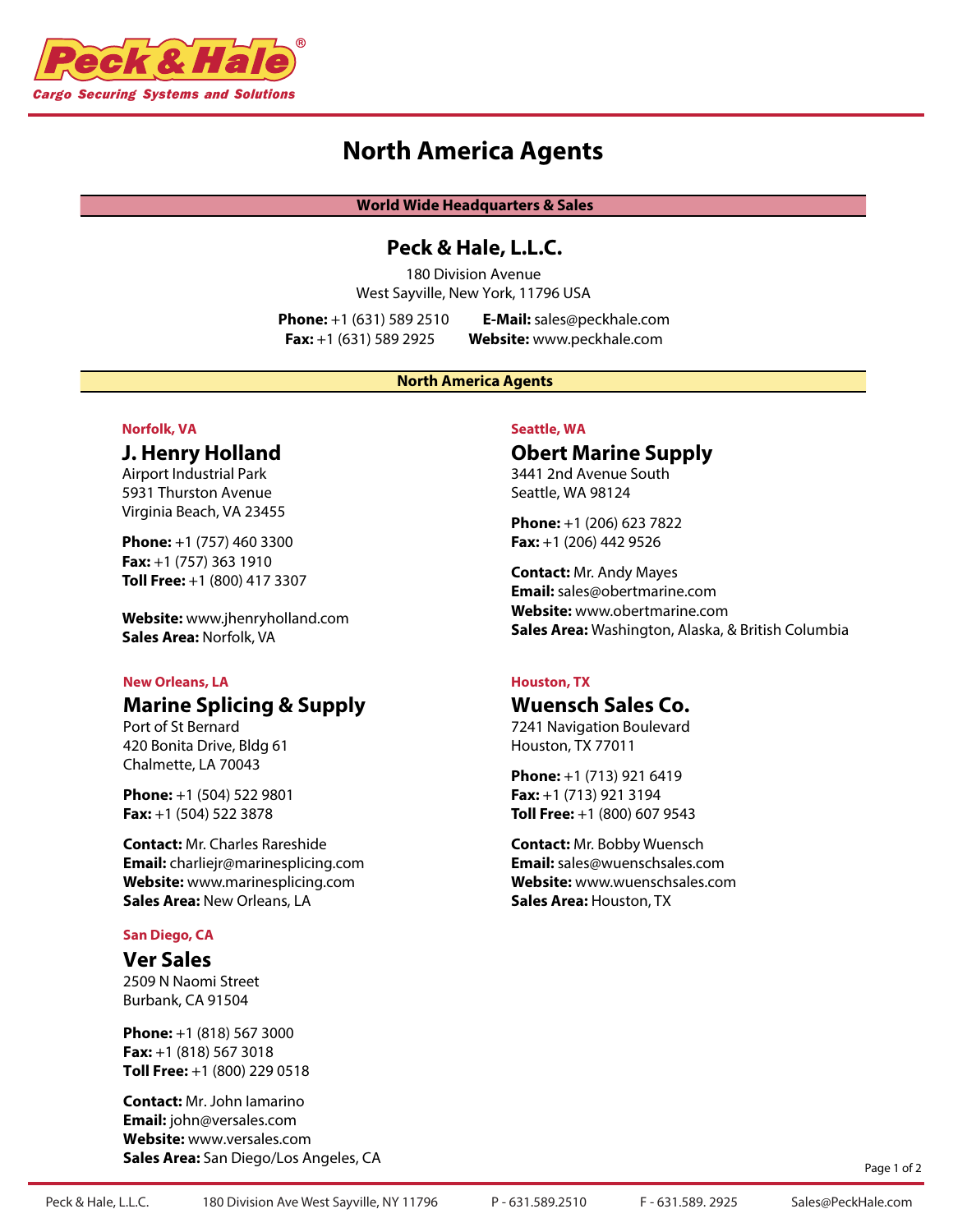Peck & Hale®

Cargo Securing Systems and Solutions

# North America Agents

## World Wide Headquarters & Sales

### Peck & Hale, L.L.C.

180 Division Avenue
West Sayville, New York, 11796 USA

**Phone:** +1 (631) 589 2510
**Fax:** +1 (631) 589 2925
**E-Mail:** sales@peckhale.com
**Website:** www.peckhale.com

## North America Agents

#### Norfolk, VA

### J. Henry Holland

Airport Industrial Park
5931 Thurston Avenue
Virginia Beach, VA 23455

**Phone:** +1 (757) 460 3300
**Fax:** +1 (757) 363 1910
**Toll Free:** +1 (800) 417 3307

**Website:** www.jhenryholland.com
**Sales Area:** Norfolk, VA

#### New Orleans, LA

### Marine Splicing & Supply

Port of St Bernard
420 Bonita Drive, Bldg 61
Chalmette, LA 70043

**Phone:** +1 (504) 522 9801
**Fax:** +1 (504) 522 3878

**Contact:** Mr. Charles Rareshide
**Email:** charliejr@marinesplicing.com
**Website:** www.marinesplicing.com
**Sales Area:** New Orleans, LA

#### San Diego, CA

### Ver Sales

2509 N Naomi Street
Burbank, CA 91504

**Phone:** +1 (818) 567 3000
**Fax:** +1 (818) 567 3018
**Toll Free:** +1 (800) 229 0518

**Contact:** Mr. John Iamarino
**Email:** john@versales.com
**Website:** www.versales.com
**Sales Area:** San Diego/Los Angeles, CA

#### Seattle, WA

### Obert Marine Supply

3441 2nd Avenue South
Seattle, WA 98124

**Phone:** +1 (206) 623 7822
**Fax:** +1 (206) 442 9526

**Contact:** Mr. Andy Mayes
**Email:** sales@obertmarine.com
**Website:** www.obertmarine.com
**Sales Area:** Washington, Alaska, & British Columbia

#### Houston, TX

### Wuensch Sales Co.

7241 Navigation Boulevard
Houston, TX 77011

**Phone:** +1 (713) 921 6419
**Fax:** +1 (713) 921 3194
**Toll Free:** +1 (800) 607 9543

**Contact:** Mr. Bobby Wuensch
**Email:** sales@wuenschsales.com
**Website:** www.wuenschsales.com
**Sales Area:** Houston, TX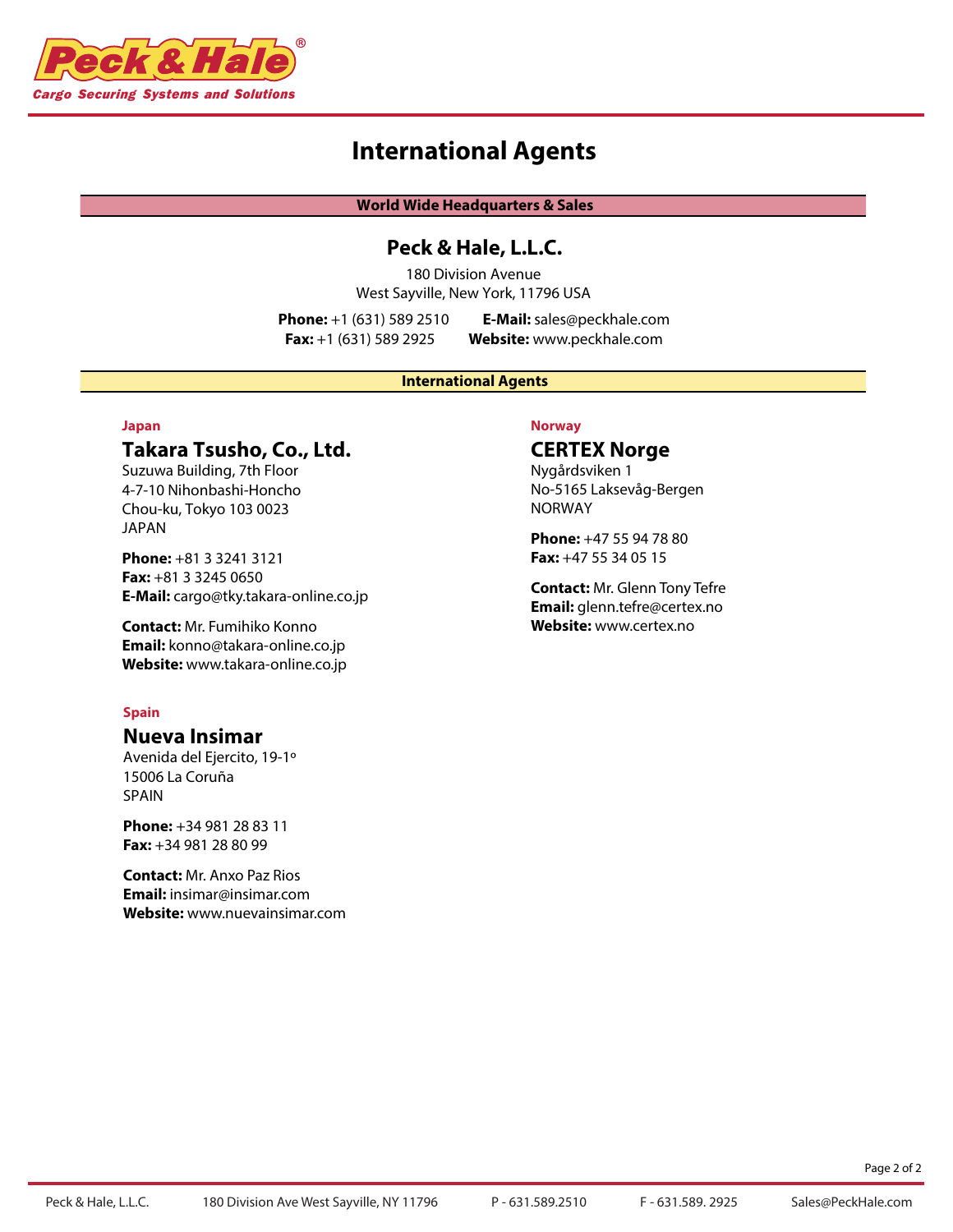Peck & Hale®

Cargo Securing Systems and Solutions

# International Agents

## World Wide Headquarters & Sales

### Peck & Hale, L.L.C.

180 Division Avenue
West Sayville, New York, 11796 USA

**Phone:** +1 (631) 589 2510 **E-Mail:** sales@peckhale.com
**Fax:** +1 (631) 589 2925 **Website:** www.peckhale.com

## International Agents

**Japan**

### Takara Tsusho, Co., Ltd.

Suzuwa Building, 7th Floor
4-7-10 Nihonbashi-Honcho
Chou-ku, Tokyo 103 0023
JAPAN

**Phone:** +81 3 3241 3121
**Fax:** +81 3 3245 0650
**E-Mail:** cargo@tky.takara-online.co.jp

**Contact:** Mr. Fumihiko Konno
**Email:** konno@takara-online.co.jp
**Website:** www.takara-online.co.jp

**Spain**

### Nueva Insimar

Avenida del Ejercito, 19-1º
15006 La Coruña
SPAIN

**Phone:** +34 981 28 83 11
**Fax:** +34 981 28 80 99

**Contact:** Mr. Anxo Paz Rios
**Email:** insimar@insimar.com
**Website:** www.nuevainsimar.com

**Norway**

### CERTEX Norge

Nygårdsviken 1
No-5165 Laksevåg-Bergen
NORWAY

**Phone:** +47 55 94 78 80
**Fax:** +47 55 34 05 15

**Contact:** Mr. Glenn Tony Tefre
**Email:** glenn.tefre@certex.no
**Website:** www.certex.no